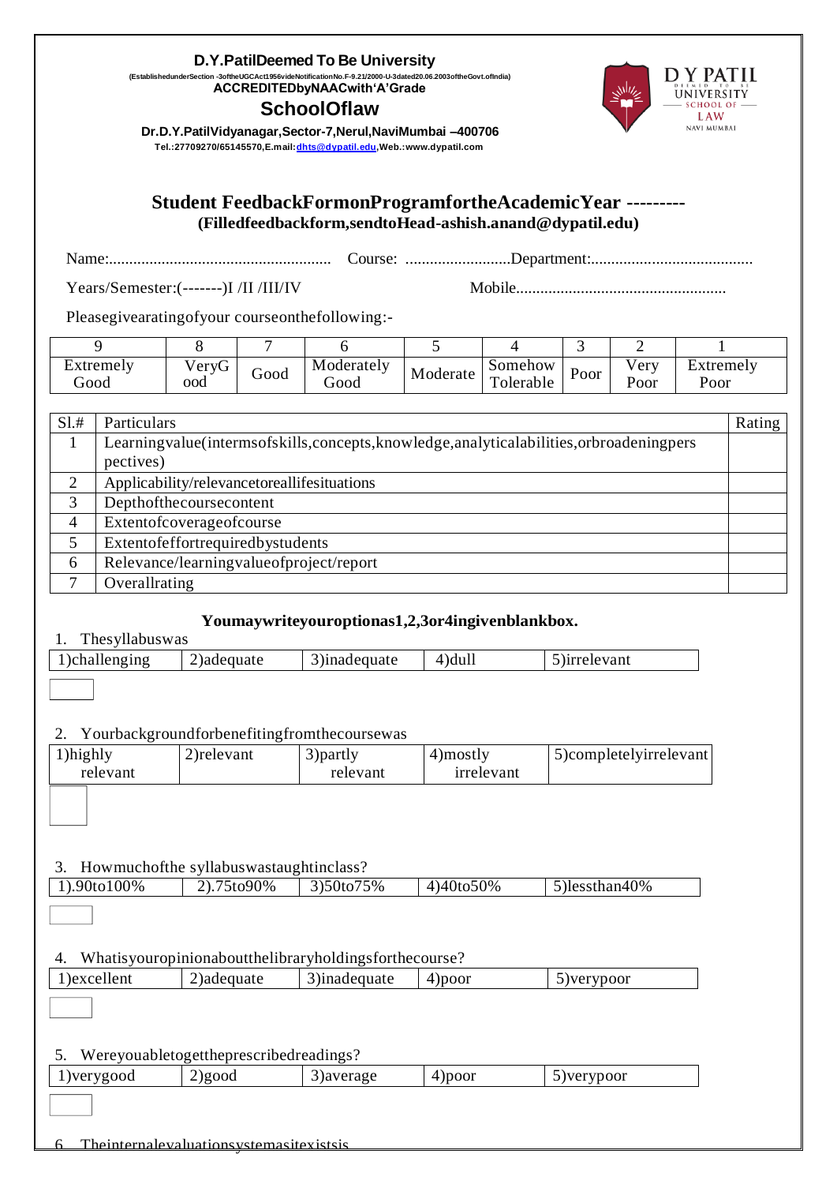**D.Y.PatilDeemed To Be University**

(EstablishedunderSection -3oftheUGCAct1956videNotificationNo.F-9.21/2000-U-3dated20.06.2003oftheGovt.ofIndia)

**ACCREDITEDbyNAACwith'A'Grade**

## SchoolOflaw

**Dr.D.Y.PatilVidyanagar,Sector-7,Nerul,NaviMumbai –400706**

**Tel.:27709270/65145570,E.mail:dhts@dypatil.edu,Web.:www.dypatil.com**

D Y PATIL DEEMED TO BE UNIVERSITY SCHOOL OF LAW NAVI MUMBAI

## Student FeedbackFormonProgramfortheAcademicYear ---------

**(Filledfeedbackform,sendtoHead-ashish.anand@dypatil.edu)**

Name:....................................................... Course: ..........................Department:........................................

Years/Semester:(-------)I /II /III/IV Mobile...................................................

Pleasegivearatingofyour courseonthefollowing:-

| 9 | 8 | 7 | 6 | 5 | 4 | 3 | 2 | 1 |
|---|---|---|---|---|---|---|---|---|
| Extremely Good | VeryG ood | Good | Moderately Good | Moderate | Somehow Tolerable | Poor | Very Poor | Extremely Poor |

| Sl.# | Particulars | Rating |
|---|---|---|
| 1 | Learningvalue(intermsofskills,concepts,knowledge,analyticalabilities,orbroadeningperspectives) | |
| 2 | Applicability/relevancetoreallifesituations | |
| 3 | Depthofthecoursecontent | |
| 4 | Extentofcoverageofcourse | |
| 5 | Extentofeffortrequiredbystudents | |
| 6 | Relevance/learningvalueofproject/report | |
| 7 | Overallrating | |

**Youmaywriteyouroptionas1,2,3or4ingivenblankbox.**

1. Thesyllabuswas

| 1)challenging | 2)adequate | 3)inadequate | 4)dull | 5)irrelevant |
|---|---|---|---|---|

[ ]

2. Yourbackgroundforbenefitingfromthecoursewas

| 1)highly relevant | 2)relevant | 3)partly relevant | 4)mostly irrelevant | 5)completelyirrelevant |
|---|---|---|---|---|

[ ]

3. Howmuchofthe syllabuswastaughtinclass?

| 1).90to100% | 2).75to90% | 3)50to75% | 4)40to50% | 5)lessthan40% |
|---|---|---|---|---|

[ ]

4. Whatisyouropinionaboutthelibraryholdingsforthecourse?

| 1)excellent | 2)adequate | 3)inadequate | 4)poor | 5)verypoor |
|---|---|---|---|---|

[ ]

5. Wereyouabletogettheprescribedreadings?

| 1)verygood | 2)good | 3)average | 4)poor | 5)verypoor |
|---|---|---|---|---|

[ ]

6. Theinternalevaluationsystemasitexistsis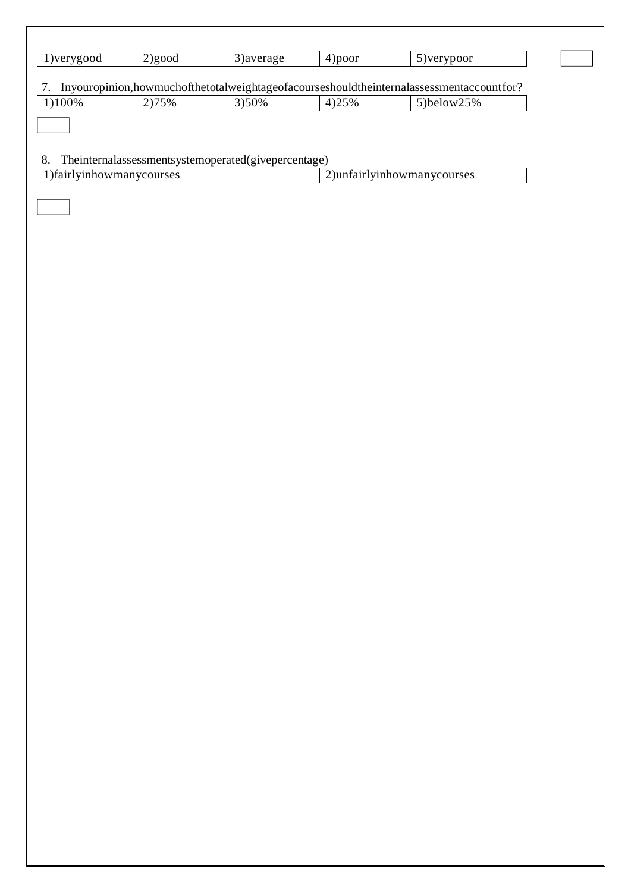| 1)verygood | 2)good | 3)average | 4)poor | 5)verypoor |
|---|---|---|---|---|

7. Inyouropinion,howmuchofthetotalweightageofacourseshouldtheinternalassessmentaccountfor?

| 1)100% | 2)75% | 3)50% | 4)25% | 5)below25% |
|---|---|---|---|---|

8. Theinternalassessmentsystemoperated(givepercentage)

| 1)fairlyinhowmanycourses | 2)unfairlyinhowmanycourses |
|---|---|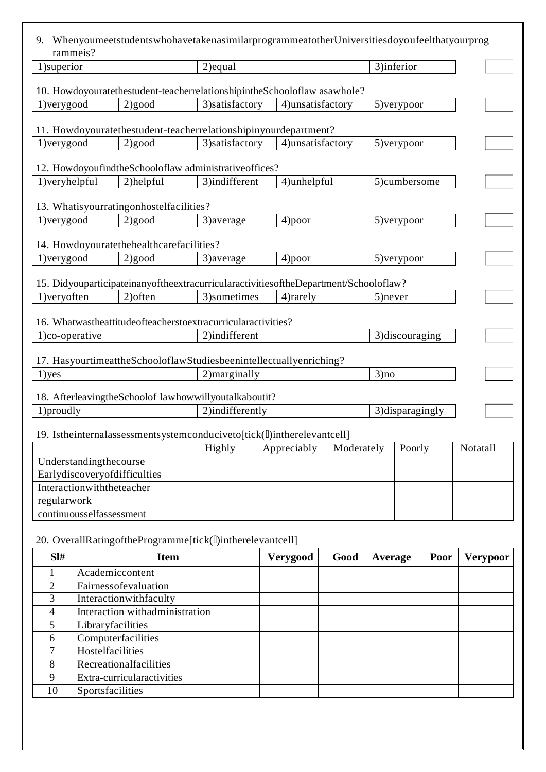9. WhenyoumeetstudentswhohavetakenasimilarprogrammeatotherUniversitiesdoyoufeelthatyourprogrammeis?

| 1)superior | 2)equal | 3)inferior | |
|---|---|---|---|

10. HowdoyouratethestudentteacherrelationshipintheSchooloflaw asawhole?

| 1)verygood | 2)good | 3)satisfactory | 4)unsatisfactory | 5)verypoor | |
|---|---|---|---|---|---|

11. Howdoyouratethestudent-teacherrelationshipinyourdepartment?

| 1)verygood | 2)good | 3)satisfactory | 4)unsatisfactory | 5)verypoor | |
|---|---|---|---|---|---|

12. HowdoyoufindtheSchooloflaw administrativeoffices?

| 1)veryhelpful | 2)helpful | 3)indifferent | 4)unhelpful | 5)cumbersome | |
|---|---|---|---|---|---|

13. Whatisyourratingonhostelfacilities?

| 1)verygood | 2)good | 3)average | 4)poor | 5)verypoor | |
|---|---|---|---|---|---|

14. Howdoyouratethehealthcarefacilities?

| 1)verygood | 2)good | 3)average | 4)poor | 5)verypoor | |
|---|---|---|---|---|---|

15. DidyouparticipateinanyoftheextracurricularactivitiesoftheDepartment/Schooloflaw?

| 1)veryoften | 2)often | 3)sometimes | 4)rarely | 5)never | |
|---|---|---|---|---|---|

16. Whatwastheattitudeofteacherstoextracurricularactivities?

| 1)co-operative | 2)indifferent | 3)discouraging | |
|---|---|---|---|

17. HasyourtimeattheSchooloflawStudiesbeenintellectuallyenriching?

| 1)yes | 2)marginally | 3)no | |
|---|---|---|---|

18. AfterleavingtheSchoolof lawhowwillyoutalkaboutit?

| 1)proudly | 2)indifferently | 3)disparagingly | |
|---|---|---|---|

19. Istheinternalassessmentsystemconduciveto[tick(✓)intherelevantcell]

| | Highly | Appreciably | Moderately | Poorly | Notatall |
|---|---|---|---|---|---|
| Understandingthecourse | | | | | |
| Earlydiscoveryofdifficulties | | | | | |
| Interactionwiththeteacher | | | | | |
| regularwork | | | | | |
| continuousselfassessment | | | | | |

20. OverallRatingoftheProgramme[tick(✓)intherelevantcell]

| Sl# | Item | Verygood | Good | Average | Poor | Verypoor |
|---|---|---|---|---|---|---|
| 1 | Academiccontent | | | | | |
| 2 | Fairnessofevaluation | | | | | |
| 3 | Interactionwithfaculty | | | | | |
| 4 | Interaction withadministration | | | | | |
| 5 | Libraryfacilities | | | | | |
| 6 | Computerfacilities | | | | | |
| 7 | Hostelfacilities | | | | | |
| 8 | Recreationalfacilities | | | | | |
| 9 | Extra-curricularactivities | | | | | |
| 10 | Sportsfacilities | | | | | |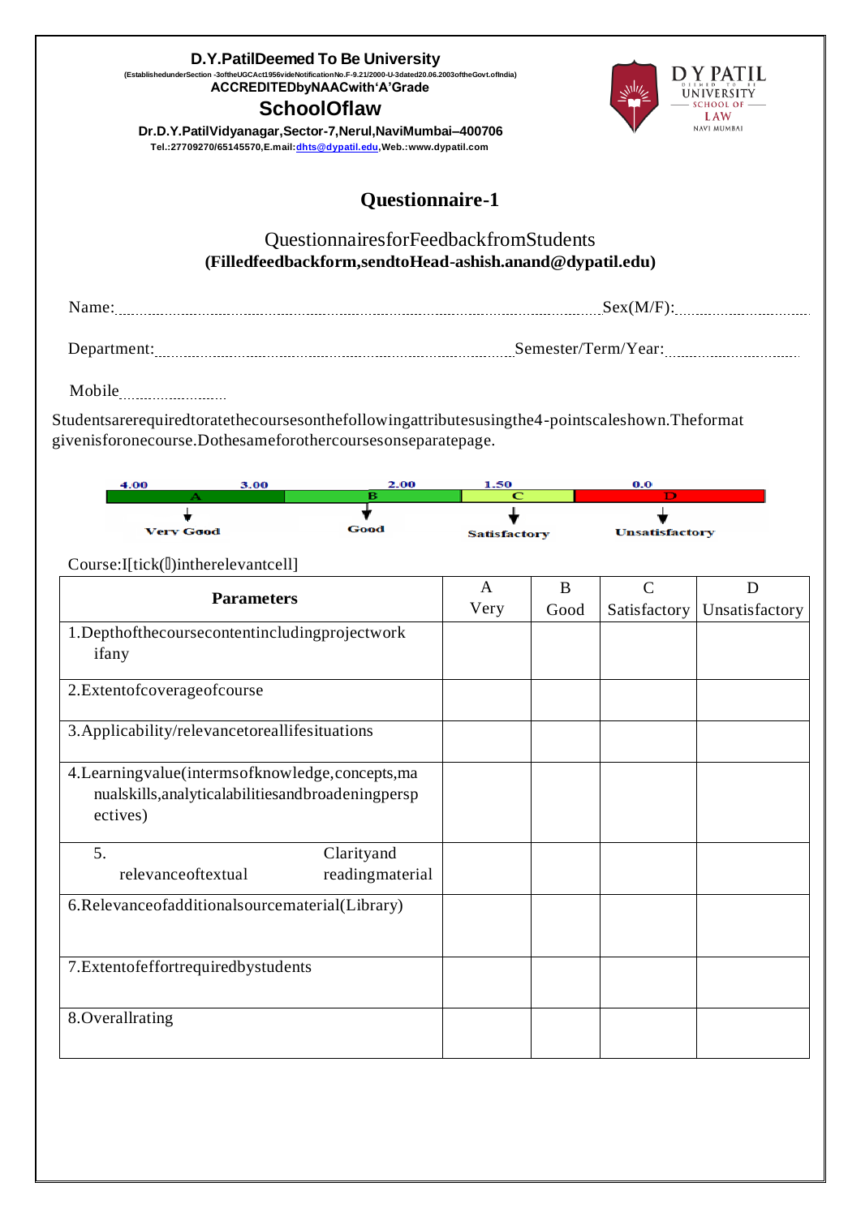**D.Y.PatilDeemed To Be University**

(EstablishedunderSection -3oftheUGCAct1956videNotificationNo.F-9.21/2000-U-3dated20.06.2003oftheGovt.ofIndia)

**ACCREDITEDbyNAACwith'A'Grade**

## SchoolOflaw

**Dr.D.Y.PatilVidyanagar,Sector-7,Nerul,NaviMumbai–400706**

**Tel.:27709270/65145570,E.mail:dhts@dypatil.edu,Web.:www.dypatil.com**

D Y PATIL UNIVERSITY SCHOOL OF LAW NAVI MUMBAI

# Questionnaire-1

QuestionnairesforFeedbackfromStudents

**(Filledfeedbackform,sendtoHead-ashish.anand@dypatil.edu)**

Name:........................................................................Sex(M/F):..........................

Department:.........................................................Semester/Term/Year:.......................

Mobile..........................

Studentsarerequiredtoratethecoursesonthefollowingattributesusingthe4-pointscaleshown.Theformat givenisforonecourse.Dothesameforothercoursesonseparatepage.

| 4.00 | 3.00 | 2.00 | 1.50 | 0.0 |
|---|---|---|---|---|
| A | | B | C | D |
| Very Good | | Good | Satisfactory | Unsatisfactory |

Course:I[tick()]intherelevantcell]

| Parameters | A Very | B Good | C Satisfactory | D Unsatisfactory |
|---|---|---|---|---|
| 1.Depthofthecoursecontentincludingprojectwork ifany | | | | |
| 2.Extentofcoverageofcourse | | | | |
| 3.Applicability/relevancetoreallifesituations | | | | |
| 4.Learningvalue(intermsofknowledge,concepts,manualskills,analyticalabilitiesandbroadeningperspectives) | | | | |
| 5. Clarityand relevanceoftextual readingmaterial | | | | |
| 6.Relevanceofadditionalsourcematerial(Library) | | | | |
| 7.Extentofeffortrequiredbystudents | | | | |
| 8.Overallrating | | | | |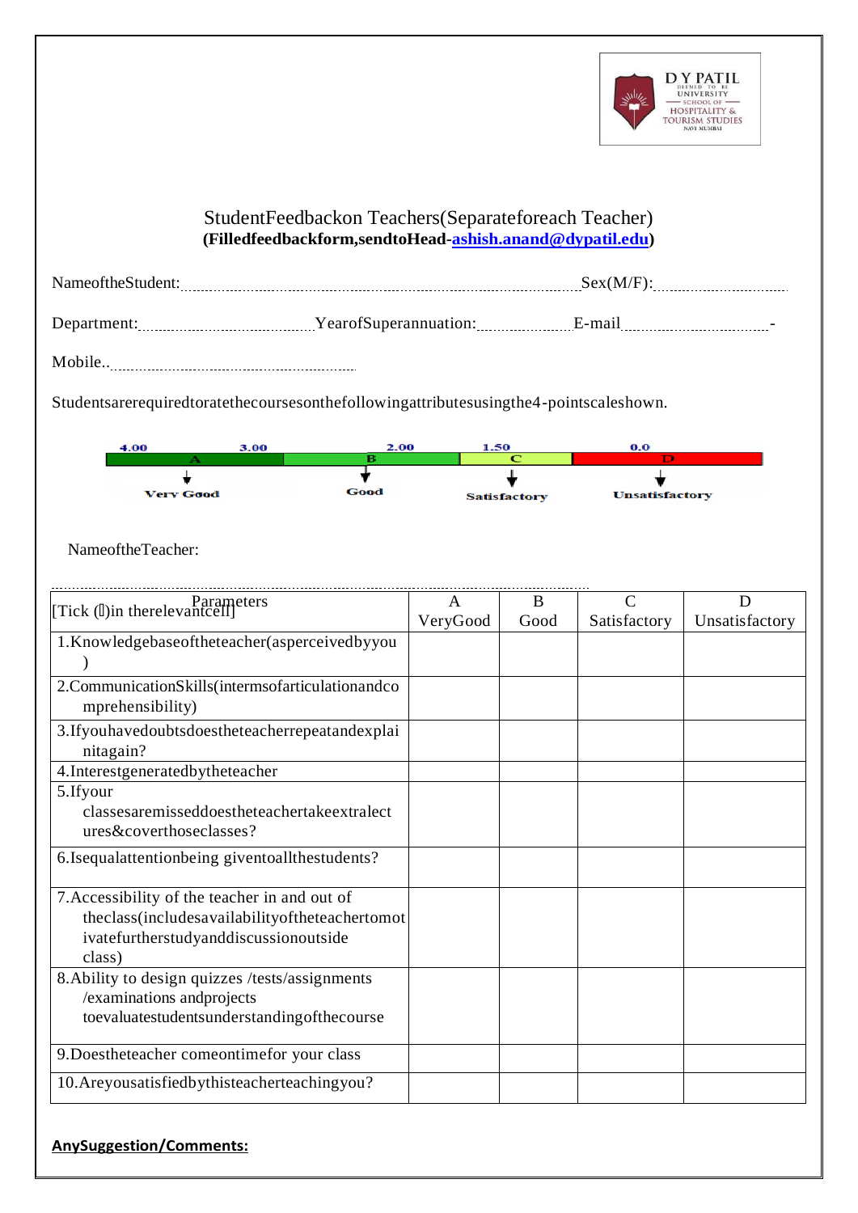D Y PATIL DEEMED TO BE UNIVERSITY SCHOOL OF HOSPITALITY & TOURISM STUDIES NAVI MUMBAI

StudentFeedbackon Teachers(Separateforeach Teacher)
**(Filledfeedbackform,sendtoHead-ashish.anand@dypatil.edu)**

NameoftheStudent:........................................................................ Sex(M/F):....................

Department:.............................. YearofSuperannuation:................ E-mail.........................-

Mobile..........................................

Studentsarerequiredtoratethecoursesonthefollowingattributesusingthe4-pointscaleshown.

| 4.00 | 3.00 | 2.00 | 1.50 | 0.0 |
|---|---|---|---|---|
| A | | B | C | D |
| Very Good | | Good | Satisfactory | Unsatisfactory |

NameoftheTeacher:

.............................................................................................................

| Parameters [Tick (✓)in therelevantcell] | A VeryGood | B Good | C Satisfactory | D Unsatisfactory |
|---|---|---|---|---|
| 1.Knowledgebaseoftheteacher(asperceivedbyyou) | | | | |
| 2.CommunicationSkills(intermsofarticulationandcomprehensibility) | | | | |
| 3.Ifyouhavedoubtsdoestheteacherrepeatandexplainitagain? | | | | |
| 4.Interestgeneratedbytheteacher | | | | |
| 5.Ifyour classesaremisseddoestheteachertakeextralectures&coverthoseclasses? | | | | |
| 6.Isequalattentionbeing giventoallthestudents? | | | | |
| 7.Accessibility of the teacher in and out of theclass(includesavailabilityoftheteachertomotivatefurtherstudyanddiscussionoutside class) | | | | |
| 8.Ability to design quizzes /tests/assignments /examinations andprojects toevaluatestudentsunderstandingofthecourse | | | | |
| 9.Doestheteacher comeontimefor your class | | | | |
| 10.Areyousatisfiedbythisteacherteachingyou? | | | | |

**AnySuggestion/Comments:**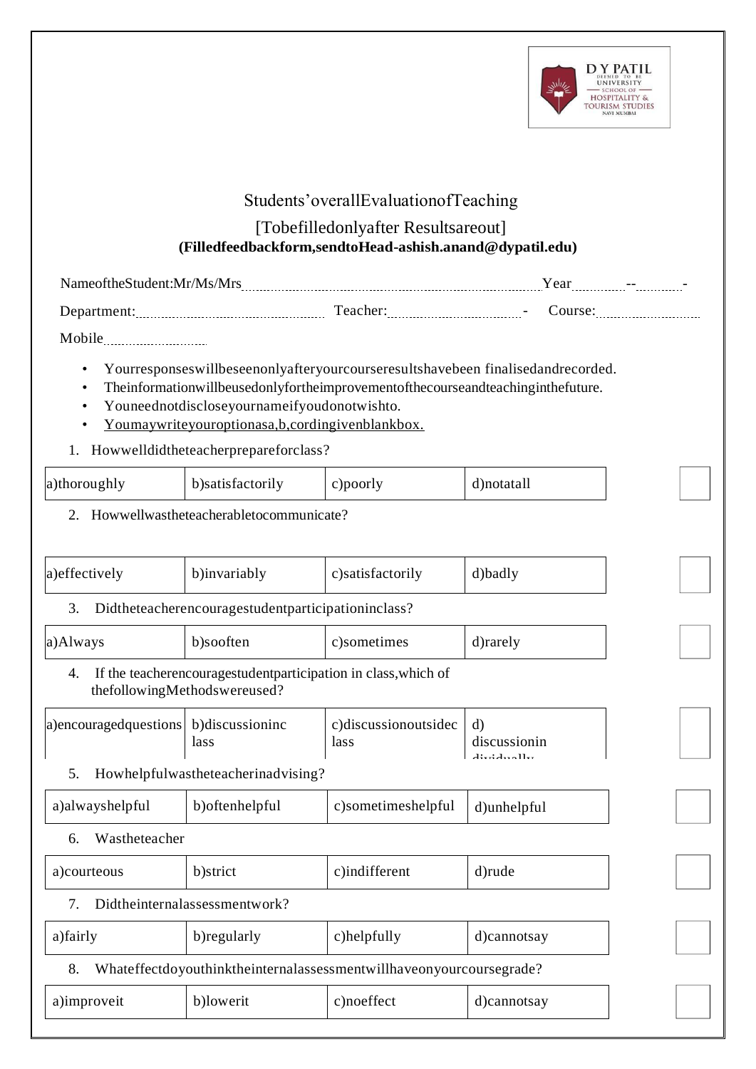# Students'overallEvaluationofTeaching

[Tobefilledonlyafter Resultsareout]

**(Filledfeedbackform,sendtoHead-ashish.anand@dypatil.edu)**

NameoftheStudent:Mr/Ms/Mrs.................................................................... Year..........--..........-

Department:.............................................. Teacher:................................- Course:..........................

Mobile..........................

- Yourresponseswillbeseenonlyafteryourcourseresultshavebeen finalisedandrecorded.
- Theinformationwillbeusedonlyfortheimprovementofthecourseandteachinginthefuture.
- Youneednotdiscloseyournameifyoudonotwishto.
- Youmaywriteyouroptionasa,b,cordingivenblankbox.

1. Howwelldidtheteacherprepareforclass?

| a)thoroughly | b)satisfactorily | c)poorly | d)notatall |
|---|---|---|---|

2. Howwellwastheteacherabletocommunicate?

| a)effectively | b)invariably | c)satisfactorily | d)badly |
|---|---|---|---|

3. Didtheteacherencouragestudentparticipationinclass?

| a)Always | b)sooften | c)sometimes | d)rarely |
|---|---|---|---|

4. If the teacherencouragestudentparticipation in class,which of thefollowingMethodswereused?

| a)encouragedquestions | b)discussioninc lass | c)discussionoutsidec lass | d) discussionin dividually |
|---|---|---|---|

5. Howhelpfulwastheteacherinadvising?

| a)alwayshelpful | b)oftenhelpful | c)sometimeshelpful | d)unhelpful |
|---|---|---|---|

6. Wastheteacher

| a)courteous | b)strict | c)indifferent | d)rude |
|---|---|---|---|

7. Didtheinternalassessmentwork?

| a)fairly | b)regularly | c)helpfully | d)cannotsay |
|---|---|---|---|

8. Whateffectdoyouthinktheinternalassessmentwillhaveonyourcoursegrade?

| a)improveit | b)lowerit | c)noeffect | d)cannotsay |
|---|---|---|---|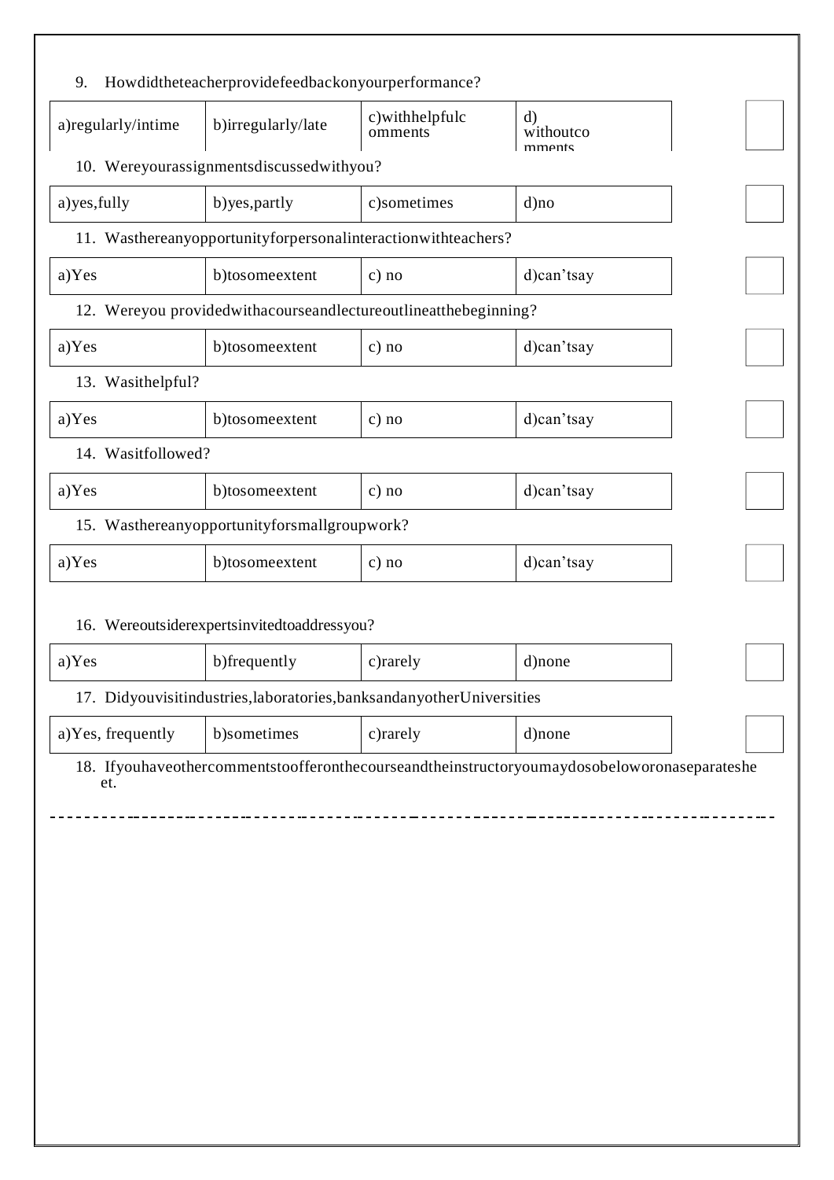9. Howdidtheteacherprovidefeedbackonyourperformance?

| | | | | |
|---|---|---|---|---|
| a)regularly/intime | b)irregularly/late | c)withhelpfulc omments | d) withoutco mments | |

10. Wereyourassignmentsdiscussedwithyou?

| | | | | |
|---|---|---|---|---|
| a)yes,fully | b)yes,partly | c)sometimes | d)no | |

11. Wasthereanyopportunityforpersonalinteractionwithteachers?

| | | | | |
|---|---|---|---|---|
| a)Yes | b)tosomeextent | c) no | d)can'tsay | |

12. Wereyou providedwithacourseandlectureoutlineatthebeginning?

| | | | | |
|---|---|---|---|---|
| a)Yes | b)tosomeextent | c) no | d)can'tsay | |

13. Wasithelpful?

| | | | | |
|---|---|---|---|---|
| a)Yes | b)tosomeextent | c) no | d)can'tsay | |

14. Wasitfollowed?

| | | | | |
|---|---|---|---|---|
| a)Yes | b)tosomeextent | c) no | d)can'tsay | |

15. Wasthereanyopportunityforsmallgroupwork?

| | | | | |
|---|---|---|---|---|
| a)Yes | b)tosomeextent | c) no | d)can'tsay | |

16. Wereoutsiderexpertsinvitedtoaddressyou?

| | | | | |
|---|---|---|---|---|
| a)Yes | b)frequently | c)rarely | d)none | |

17. Didyouvisitindustries,laboratories,banksandanyotherUniversities

| | | | | |
|---|---|---|---|---|
| a)Yes, frequently | b)sometimes | c)rarely | d)none | |

18. Ifyouhaveothercommentstoofferonthecourseandtheinstructoryoumaydosobeloworonaseparatesheet.

---